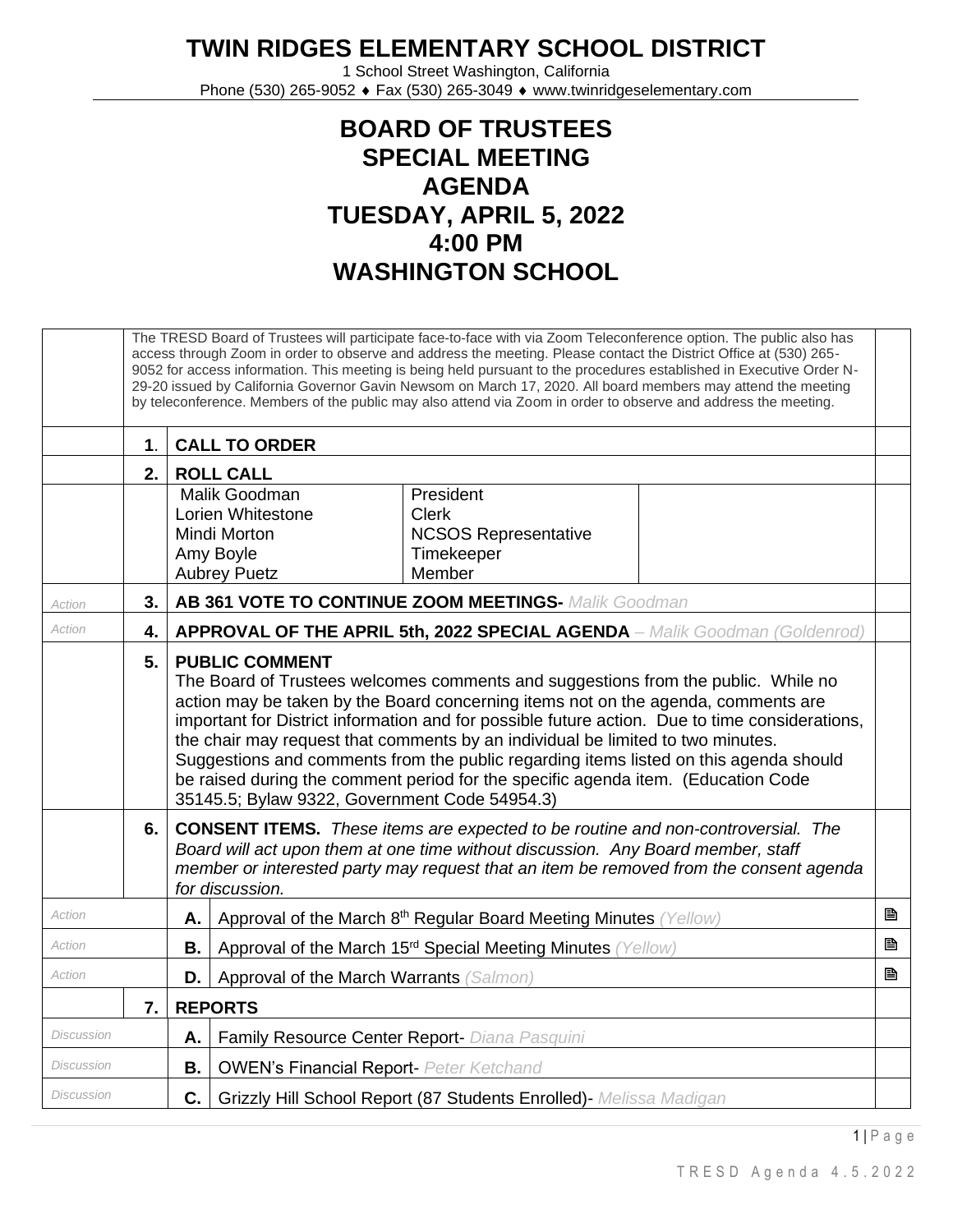# TWIN RIDGES ELEMENTARY SCHOOL DISTRICT

1 School Street Washington, California
Phone (530) 265-9052 ♦ Fax (530) 265-3049 ♦ www.twinridgeselementary.com

## BOARD OF TRUSTEES SPECIAL MEETING AGENDA TUESDAY, APRIL 5, 2022 4:00 PM WASHINGTON SCHOOL

| | | | | | |
|---|---|---|---|---|---|
| | The TRESD Board of Trustees will participate face-to-face with via Zoom Teleconference option. The public also has access through Zoom in order to observe and address the meeting. Please contact the District Office at (530) 265-9052 for access information. This meeting is being held pursuant to the procedures established in Executive Order N-29-20 issued by California Governor Gavin Newsom on March 17, 2020. All board members may attend the meeting by teleconference. Members of the public may also attend via Zoom in order to observe and address the meeting. | | | | |
| | **1**. | **CALL TO ORDER** | | | |
| | **2.** | **ROLL CALL** | | | |
| | | Malik Goodman<br>Lorien Whitestone<br>Mindi Morton<br>Amy Boyle<br>Aubrey Puetz | President<br>Clerk<br>NCSOS Representative<br>Timekeeper<br>Member | | |
| *Action* | **3.** | **AB 361 VOTE TO CONTINUE ZOOM MEETINGS-** *Malik Goodman* | | | |
| *Action* | **4.** | **APPROVAL OF THE APRIL 5th, 2022 SPECIAL AGENDA** – *Malik Goodman (Goldenrod)* | | | |
| | **5.** | **PUBLIC COMMENT**<br>The Board of Trustees welcomes comments and suggestions from the public. While no action may be taken by the Board concerning items not on the agenda, comments are important for District information and for possible future action. Due to time considerations, the chair may request that comments by an individual be limited to two minutes. Suggestions and comments from the public regarding items listed on this agenda should be raised during the comment period for the specific agenda item. (Education Code 35145.5; Bylaw 9322, Government Code 54954.3) | | | |
| | **6.** | **CONSENT ITEMS.** *These items are expected to be routine and non-controversial. The Board will act upon them at one time without discussion. Any Board member, staff member or interested party may request that an item be removed from the consent agenda for discussion.* | | | |
| *Action* | | **A.** | Approval of the March 8th Regular Board Meeting Minutes *(Yellow)* | | 🖹 |
| *Action* | | **B.** | Approval of the March 15rd Special Meeting Minutes *(Yellow)* | | 🖹 |
| *Action* | | **D.** | Approval of the March Warrants *(Salmon)* | | 🖹 |
| | **7.** | **REPORTS** | | | |
| *Discussion* | | **A.** | Family Resource Center Report- *Diana Pasquini* | | |
| *Discussion* | | **B.** | OWEN's Financial Report- *Peter Ketchand* | | |
| *Discussion* | | **C.** | Grizzly Hill School Report (87 Students Enrolled)- *Melissa Madigan* | | |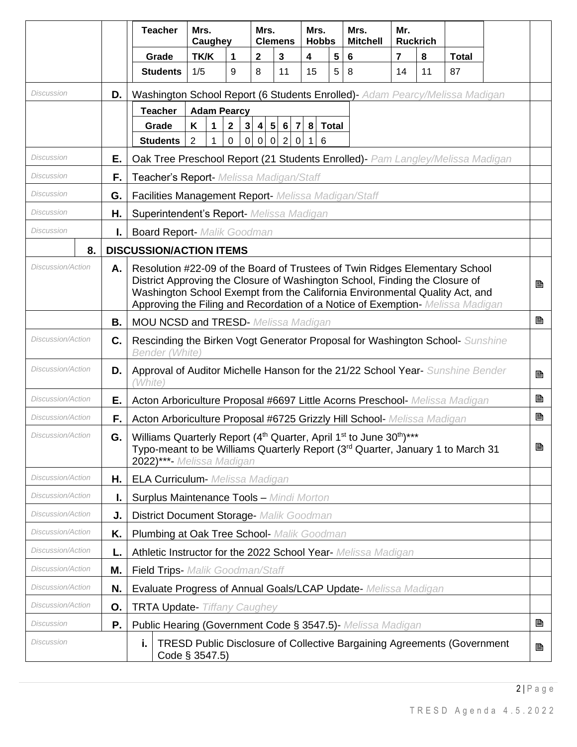| Teacher | Mrs. Caughey | | Mrs. Clemens | | Mrs. Hobbs | | Mrs. Mitchell | Mr. Ruckrich | | |
|---|---|---|---|---|---|---|---|---|---|---|
| Grade | TK/K | 1 | 2 | 3 | 4 | 5 | 6 | 7 | 8 | Total |
| Students | 1/5 | 9 | 8 | 11 | 15 | 5 | 8 | 14 | 11 | 87 |

| | | |
|---|---|---|
| *Discussion* | **D.** | Washington School Report (6 Students Enrolled)- *Adam Pearcy/Melissa Madigan* |

| Teacher | Adam Pearcy | | | | | | | | | |
|---|---|---|---|---|---|---|---|---|---|---|
| Grade | K | 1 | 2 | 3 | 4 | 5 | 6 | 7 | 8 | Total |
| Students | 2 | 1 | 0 | 0 | 0 | 0 | 2 | 0 | 1 | 6 |

| | | | |
|---|---|---|---|
| *Discussion* | **E.** | Oak Tree Preschool Report (21 Students Enrolled)- *Pam Langley/Melissa Madigan* | |
| *Discussion* | **F.** | Teacher's Report- *Melissa Madigan/Staff* | |
| *Discussion* | **G.** | Facilities Management Report- *Melissa Madigan/Staff* | |
| *Discussion* | **H.** | Superintendent's Report- *Melissa Madigan* | |
| *Discussion* | **I.** | Board Report- *Malik Goodman* | |
| **8.** | | **DISCUSSION/ACTION ITEMS** | |
| *Discussion/Action* | **A.** | Resolution #22-09 of the Board of Trustees of Twin Ridges Elementary School District Approving the Closure of Washington School, Finding the Closure of Washington School Exempt from the California Environmental Quality Act, and Approving the Filing and Recordation of a Notice of Exemption- *Melissa Madigan* | 🖹 |
| | **B.** | MOU NCSD and TRESD- *Melissa Madigan* | 🖹 |
| *Discussion/Action* | **C.** | Rescinding the Birken Vogt Generator Proposal for Washington School- *Sunshine Bender (White)* | |
| *Discussion/Action* | **D.** | Approval of Auditor Michelle Hanson for the 21/22 School Year- *Sunshine Bender (White)* | 🖹 |
| *Discussion/Action* | **E.** | Acton Arboriculture Proposal #6697 Little Acorns Preschool- *Melissa Madigan* | 🖹 |
| *Discussion/Action* | **F.** | Acton Arboriculture Proposal #6725 Grizzly Hill School- *Melissa Madigan* | 🖹 |
| *Discussion/Action* | **G.** | Williams Quarterly Report (4th Quarter, April 1st to June 30th)*** Typo-meant to be Williams Quarterly Report (3rd Quarter, January 1 to March 31 2022)***- *Melissa Madigan* | 🖹 |
| *Discussion/Action* | **H.** | ELA Curriculum- *Melissa Madigan* | |
| *Discussion/Action* | **I.** | Surplus Maintenance Tools – *Mindi Morton* | |
| *Discussion/Action* | **J.** | District Document Storage- *Malik Goodman* | |
| *Discussion/Action* | **K.** | Plumbing at Oak Tree School- *Malik Goodman* | |
| *Discussion/Action* | **L.** | Athletic Instructor for the 2022 School Year- *Melissa Madigan* | |
| *Discussion/Action* | **M.** | Field Trips- *Malik Goodman/Staff* | |
| *Discussion/Action* | **N.** | Evaluate Progress of Annual Goals/LCAP Update- *Melissa Madigan* | |
| *Discussion/Action* | **O.** | TRTA Update- *Tiffany Caughey* | |
| *Discussion* | **P.** | Public Hearing (Government Code § 3547.5)- *Melissa Madigan* | 🖹 |
| *Discussion* | **i.** | TRESD Public Disclosure of Collective Bargaining Agreements (Government Code § 3547.5) | 🖹 |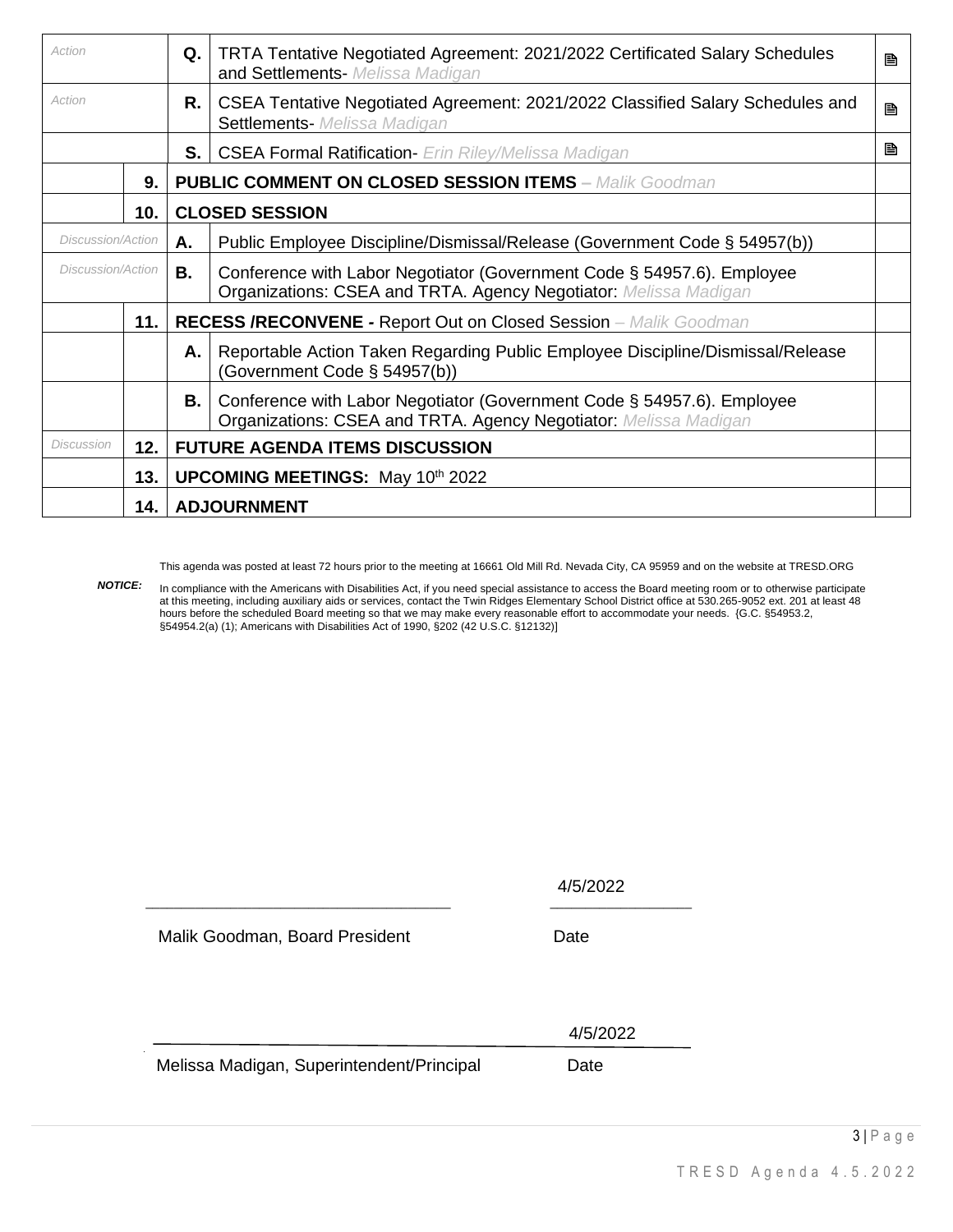| | | | | |
|---|---|---|---|---|
| *Action* | | **Q.** | TRTA Tentative Negotiated Agreement: 2021/2022 Certificated Salary Schedules and Settlements- *Melissa Madigan* | 🖹 |
| *Action* | | **R.** | CSEA Tentative Negotiated Agreement: 2021/2022 Classified Salary Schedules and Settlements- *Melissa Madigan* | 🖹 |
| | | **S.** | CSEA Formal Ratification- *Erin Riley/Melissa Madigan* | 🖹 |
| | **9.** | **PUBLIC COMMENT ON CLOSED SESSION ITEMS** – *Malik Goodman* | | |
| | **10.** | **CLOSED SESSION** | | |
| *Discussion/Action* | | **A.** | Public Employee Discipline/Dismissal/Release (Government Code § 54957(b)) | |
| *Discussion/Action* | | **B.** | Conference with Labor Negotiator (Government Code § 54957.6). Employee Organizations: CSEA and TRTA. Agency Negotiator: *Melissa Madigan* | |
| | **11.** | **RECESS /RECONVENE -** Report Out on Closed Session – *Malik Goodman* | | |
| | | **A.** | Reportable Action Taken Regarding Public Employee Discipline/Dismissal/Release (Government Code § 54957(b)) | |
| | | **B.** | Conference with Labor Negotiator (Government Code § 54957.6). Employee Organizations: CSEA and TRTA. Agency Negotiator: *Melissa Madigan* | |
| *Discussion* | **12.** | **FUTURE AGENDA ITEMS DISCUSSION** | | |
| | **13.** | **UPCOMING MEETINGS:** May 10th 2022 | | |
| | **14.** | **ADJOURNMENT** | | |

This agenda was posted at least 72 hours prior to the meeting at 16661 Old Mill Rd. Nevada City, CA 95959 and on the website at TRESD.ORG

***NOTICE:*** In compliance with the Americans with Disabilities Act, if you need special assistance to access the Board meeting room or to otherwise participate at this meeting, including auxiliary aids or services, contact the Twin Ridges Elementary School District office at 530.265-9052 ext. 201 at least 48 hours before the scheduled Board meeting so that we may make every reasonable effort to accommodate your needs. {G.C. §54953.2, §54954.2(a) (1); Americans with Disabilities Act of 1990, §202 (42 U.S.C. §12132)]

_______________________________ 4/5/2022

Malik Goodman, Board President Date

_______________________________ 4/5/2022

Melissa Madigan, Superintendent/Principal Date